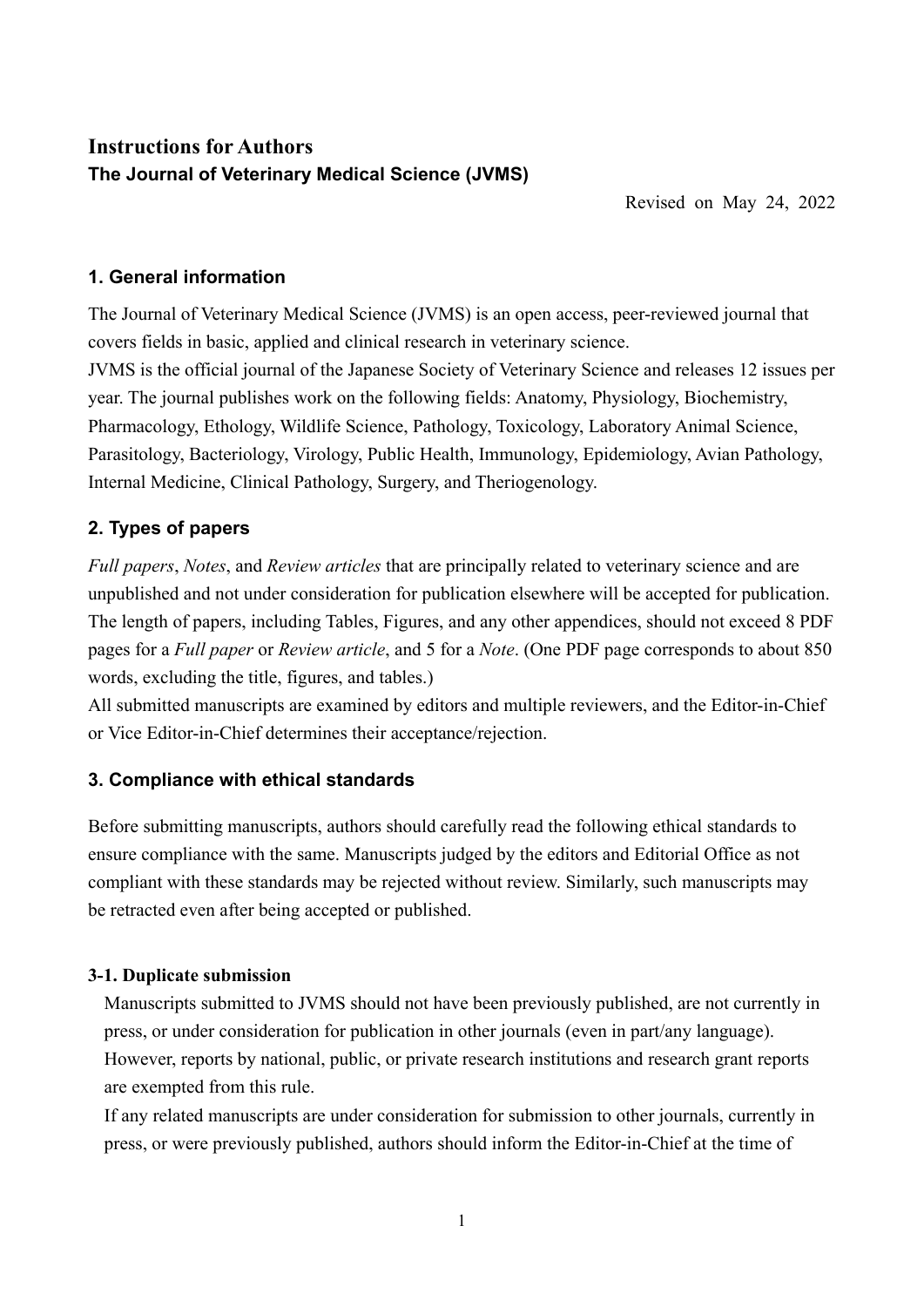# Instructions for Authors

**The Journal of Veterinary Medical Science (JVMS)**

Revised on May 24, 2022

## 1. General information

The Journal of Veterinary Medical Science (JVMS) is an open access, peer-reviewed journal that covers fields in basic, applied and clinical research in veterinary science.

JVMS is the official journal of the Japanese Society of Veterinary Science and releases 12 issues per year. The journal publishes work on the following fields: Anatomy, Physiology, Biochemistry, Pharmacology, Ethology, Wildlife Science, Pathology, Toxicology, Laboratory Animal Science, Parasitology, Bacteriology, Virology, Public Health, Immunology, Epidemiology, Avian Pathology, Internal Medicine, Clinical Pathology, Surgery, and Theriogenology.

## 2. Types of papers

*Full papers*, *Notes*, and *Review articles* that are principally related to veterinary science and are unpublished and not under consideration for publication elsewhere will be accepted for publication. The length of papers, including Tables, Figures, and any other appendices, should not exceed 8 PDF pages for a *Full paper* or *Review article*, and 5 for a *Note*. (One PDF page corresponds to about 850 words, excluding the title, figures, and tables.)

All submitted manuscripts are examined by editors and multiple reviewers, and the Editor-in-Chief or Vice Editor-in-Chief determines their acceptance/rejection.

## 3. Compliance with ethical standards

Before submitting manuscripts, authors should carefully read the following ethical standards to ensure compliance with the same. Manuscripts judged by the editors and Editorial Office as not compliant with these standards may be rejected without review. Similarly, such manuscripts may be retracted even after being accepted or published.

### 3-1. Duplicate submission

Manuscripts submitted to JVMS should not have been previously published, are not currently in press, or under consideration for publication in other journals (even in part/any language). However, reports by national, public, or private research institutions and research grant reports are exempted from this rule.

If any related manuscripts are under consideration for submission to other journals, currently in press, or were previously published, authors should inform the Editor-in-Chief at the time of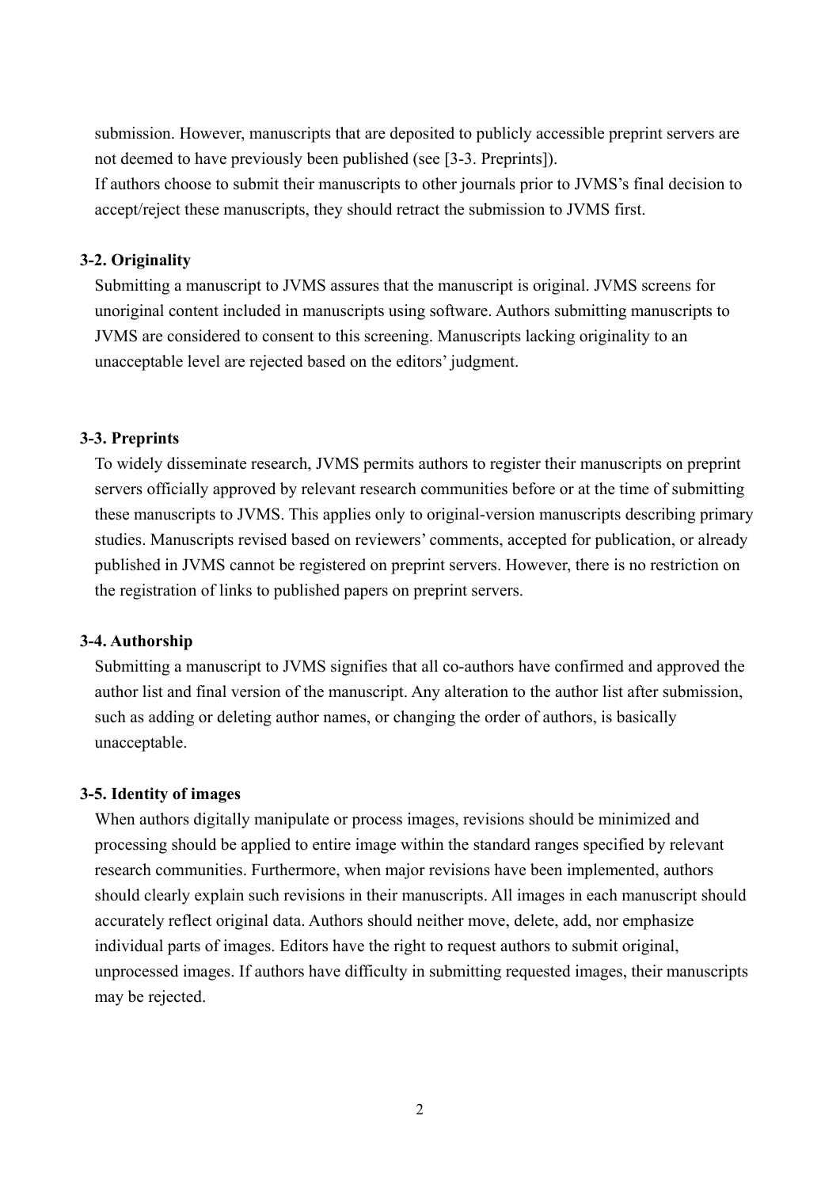submission. However, manuscripts that are deposited to publicly accessible preprint servers are not deemed to have previously been published (see [3-3. Preprints]).

If authors choose to submit their manuscripts to other journals prior to JVMS's final decision to accept/reject these manuscripts, they should retract the submission to JVMS first.

### 3-2. Originality

Submitting a manuscript to JVMS assures that the manuscript is original. JVMS screens for unoriginal content included in manuscripts using software. Authors submitting manuscripts to JVMS are considered to consent to this screening. Manuscripts lacking originality to an unacceptable level are rejected based on the editors' judgment.

### 3-3. Preprints

To widely disseminate research, JVMS permits authors to register their manuscripts on preprint servers officially approved by relevant research communities before or at the time of submitting these manuscripts to JVMS. This applies only to original-version manuscripts describing primary studies. Manuscripts revised based on reviewers' comments, accepted for publication, or already published in JVMS cannot be registered on preprint servers. However, there is no restriction on the registration of links to published papers on preprint servers.

### 3-4. Authorship

Submitting a manuscript to JVMS signifies that all co-authors have confirmed and approved the author list and final version of the manuscript. Any alteration to the author list after submission, such as adding or deleting author names, or changing the order of authors, is basically unacceptable.

### 3-5. Identity of images

When authors digitally manipulate or process images, revisions should be minimized and processing should be applied to entire image within the standard ranges specified by relevant research communities. Furthermore, when major revisions have been implemented, authors should clearly explain such revisions in their manuscripts. All images in each manuscript should accurately reflect original data. Authors should neither move, delete, add, nor emphasize individual parts of images. Editors have the right to request authors to submit original, unprocessed images. If authors have difficulty in submitting requested images, their manuscripts may be rejected.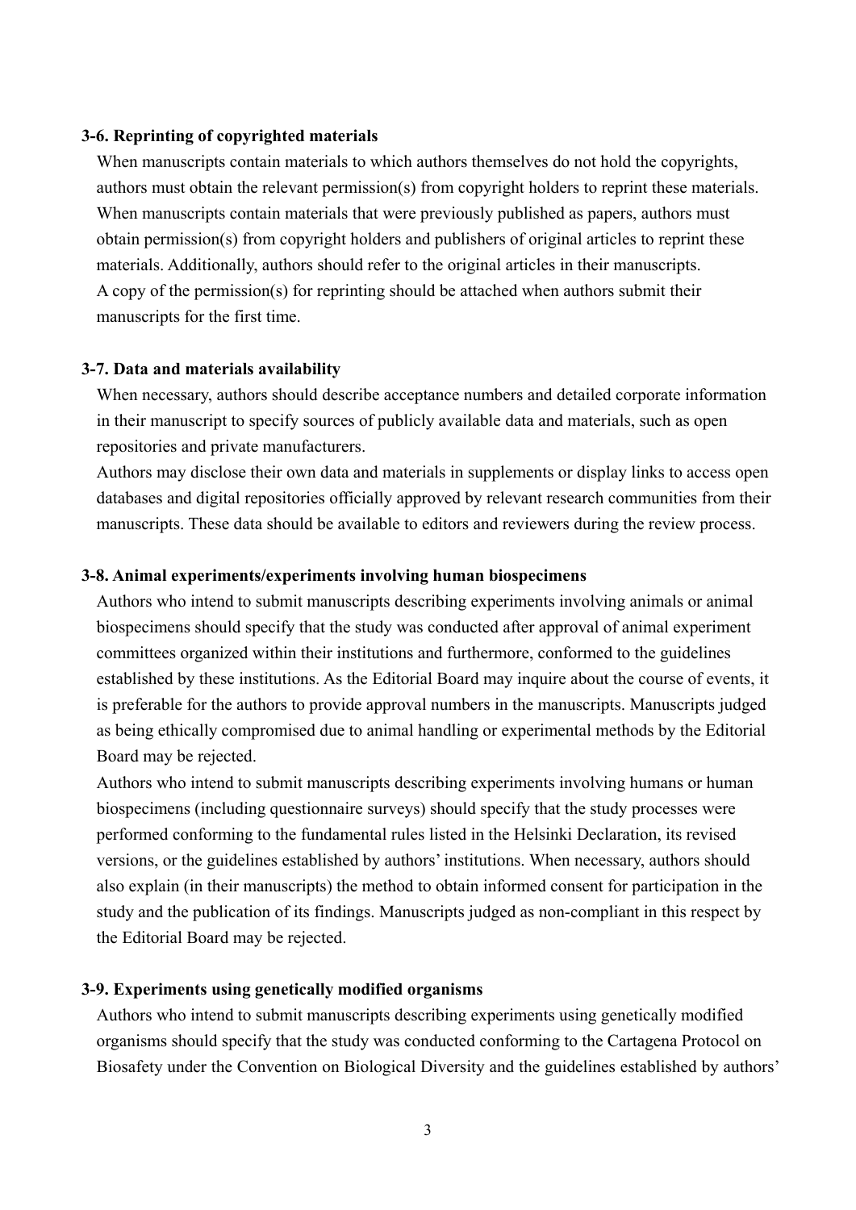**3-6. Reprinting of copyrighted materials**

When manuscripts contain materials to which authors themselves do not hold the copyrights, authors must obtain the relevant permission(s) from copyright holders to reprint these materials. When manuscripts contain materials that were previously published as papers, authors must obtain permission(s) from copyright holders and publishers of original articles to reprint these materials. Additionally, authors should refer to the original articles in their manuscripts.

A copy of the permission(s) for reprinting should be attached when authors submit their manuscripts for the first time.

**3-7. Data and materials availability**

When necessary, authors should describe acceptance numbers and detailed corporate information in their manuscript to specify sources of publicly available data and materials, such as open repositories and private manufacturers.

Authors may disclose their own data and materials in supplements or display links to access open databases and digital repositories officially approved by relevant research communities from their manuscripts. These data should be available to editors and reviewers during the review process.

**3-8. Animal experiments/experiments involving human biospecimens**

Authors who intend to submit manuscripts describing experiments involving animals or animal biospecimens should specify that the study was conducted after approval of animal experiment committees organized within their institutions and furthermore, conformed to the guidelines established by these institutions. As the Editorial Board may inquire about the course of events, it is preferable for the authors to provide approval numbers in the manuscripts. Manuscripts judged as being ethically compromised due to animal handling or experimental methods by the Editorial Board may be rejected.

Authors who intend to submit manuscripts describing experiments involving humans or human biospecimens (including questionnaire surveys) should specify that the study processes were performed conforming to the fundamental rules listed in the Helsinki Declaration, its revised versions, or the guidelines established by authors' institutions. When necessary, authors should also explain (in their manuscripts) the method to obtain informed consent for participation in the study and the publication of its findings. Manuscripts judged as non-compliant in this respect by the Editorial Board may be rejected.

**3-9. Experiments using genetically modified organisms**

Authors who intend to submit manuscripts describing experiments using genetically modified organisms should specify that the study was conducted conforming to the Cartagena Protocol on Biosafety under the Convention on Biological Diversity and the guidelines established by authors'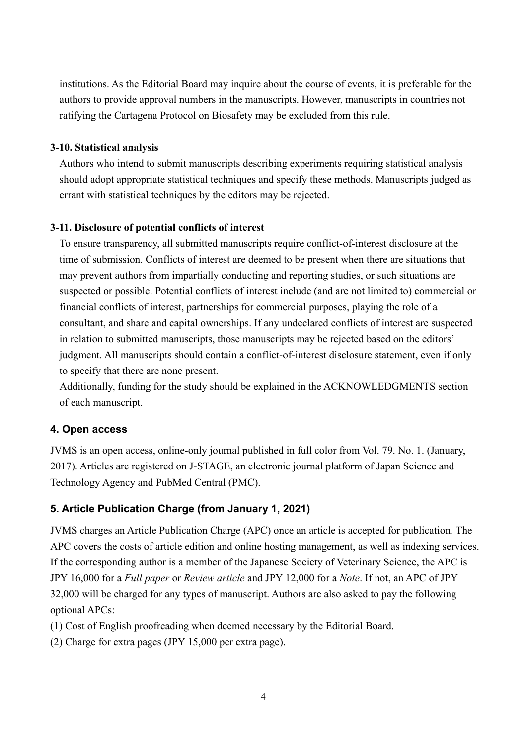institutions. As the Editorial Board may inquire about the course of events, it is preferable for the authors to provide approval numbers in the manuscripts. However, manuscripts in countries not ratifying the Cartagena Protocol on Biosafety may be excluded from this rule.

### 3-10. Statistical analysis

Authors who intend to submit manuscripts describing experiments requiring statistical analysis should adopt appropriate statistical techniques and specify these methods. Manuscripts judged as errant with statistical techniques by the editors may be rejected.

### 3-11. Disclosure of potential conflicts of interest

To ensure transparency, all submitted manuscripts require conflict-of-interest disclosure at the time of submission. Conflicts of interest are deemed to be present when there are situations that may prevent authors from impartially conducting and reporting studies, or such situations are suspected or possible. Potential conflicts of interest include (and are not limited to) commercial or financial conflicts of interest, partnerships for commercial purposes, playing the role of a consultant, and share and capital ownerships. If any undeclared conflicts of interest are suspected in relation to submitted manuscripts, those manuscripts may be rejected based on the editors' judgment. All manuscripts should contain a conflict-of-interest disclosure statement, even if only to specify that there are none present.

Additionally, funding for the study should be explained in the ACKNOWLEDGMENTS section of each manuscript.

## 4. Open access

JVMS is an open access, online-only journal published in full color from Vol. 79. No. 1. (January, 2017). Articles are registered on J-STAGE, an electronic journal platform of Japan Science and Technology Agency and PubMed Central (PMC).

## 5. Article Publication Charge (from January 1, 2021)

JVMS charges an Article Publication Charge (APC) once an article is accepted for publication. The APC covers the costs of article edition and online hosting management, as well as indexing services. If the corresponding author is a member of the Japanese Society of Veterinary Science, the APC is JPY 16,000 for a *Full paper* or *Review article* and JPY 12,000 for a *Note*. If not, an APC of JPY 32,000 will be charged for any types of manuscript. Authors are also asked to pay the following optional APCs:

(1) Cost of English proofreading when deemed necessary by the Editorial Board.

(2) Charge for extra pages (JPY 15,000 per extra page).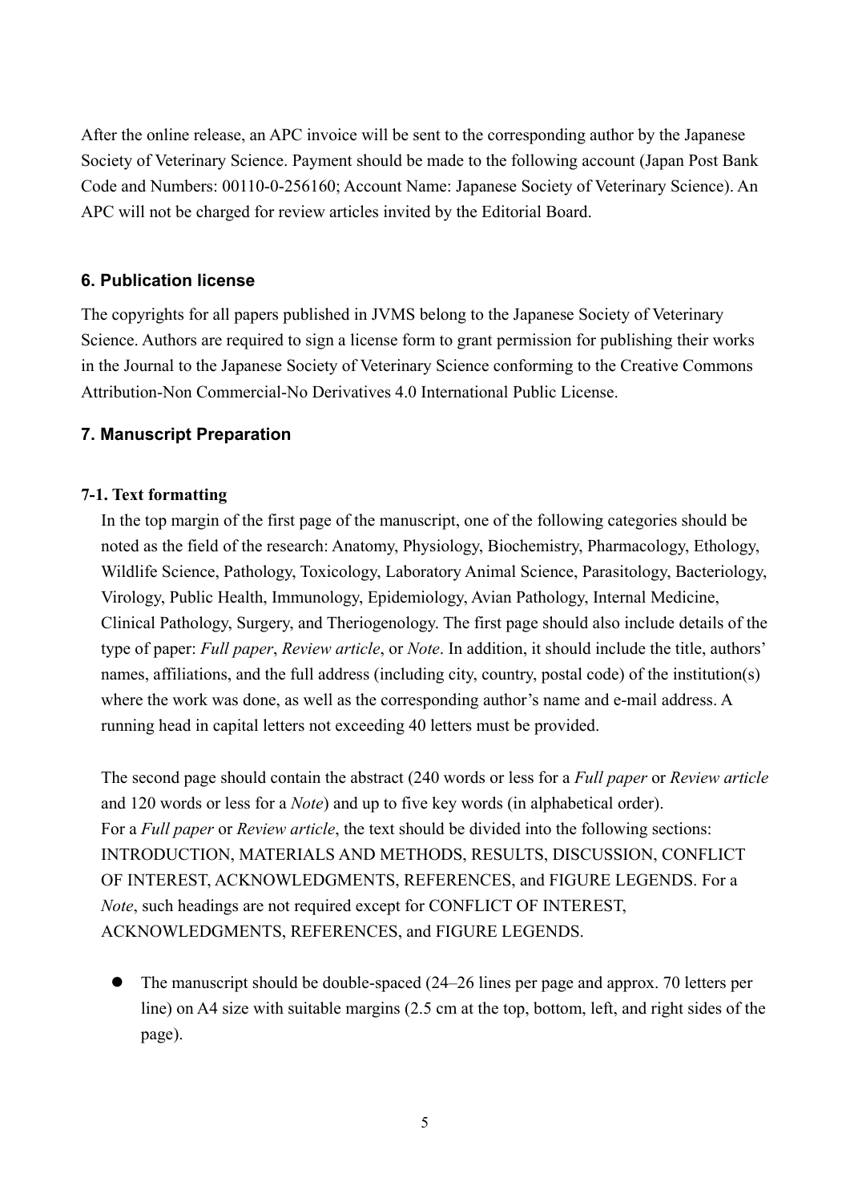After the online release, an APC invoice will be sent to the corresponding author by the Japanese Society of Veterinary Science. Payment should be made to the following account (Japan Post Bank Code and Numbers: 00110-0-256160; Account Name: Japanese Society of Veterinary Science). An APC will not be charged for review articles invited by the Editorial Board.

## 6. Publication license

The copyrights for all papers published in JVMS belong to the Japanese Society of Veterinary Science. Authors are required to sign a license form to grant permission for publishing their works in the Journal to the Japanese Society of Veterinary Science conforming to the Creative Commons Attribution-Non Commercial-No Derivatives 4.0 International Public License.

## 7. Manuscript Preparation

### 7-1. Text formatting

In the top margin of the first page of the manuscript, one of the following categories should be noted as the field of the research: Anatomy, Physiology, Biochemistry, Pharmacology, Ethology, Wildlife Science, Pathology, Toxicology, Laboratory Animal Science, Parasitology, Bacteriology, Virology, Public Health, Immunology, Epidemiology, Avian Pathology, Internal Medicine, Clinical Pathology, Surgery, and Theriogenology. The first page should also include details of the type of paper: *Full paper*, *Review article*, or *Note*. In addition, it should include the title, authors' names, affiliations, and the full address (including city, country, postal code) of the institution(s) where the work was done, as well as the corresponding author's name and e-mail address. A running head in capital letters not exceeding 40 letters must be provided.

The second page should contain the abstract (240 words or less for a *Full paper* or *Review article* and 120 words or less for a *Note*) and up to five key words (in alphabetical order). For a *Full paper* or *Review article*, the text should be divided into the following sections: INTRODUCTION, MATERIALS AND METHODS, RESULTS, DISCUSSION, CONFLICT OF INTEREST, ACKNOWLEDGMENTS, REFERENCES, and FIGURE LEGENDS. For a *Note*, such headings are not required except for CONFLICT OF INTEREST, ACKNOWLEDGMENTS, REFERENCES, and FIGURE LEGENDS.

- The manuscript should be double-spaced (24–26 lines per page and approx. 70 letters per line) on A4 size with suitable margins (2.5 cm at the top, bottom, left, and right sides of the page).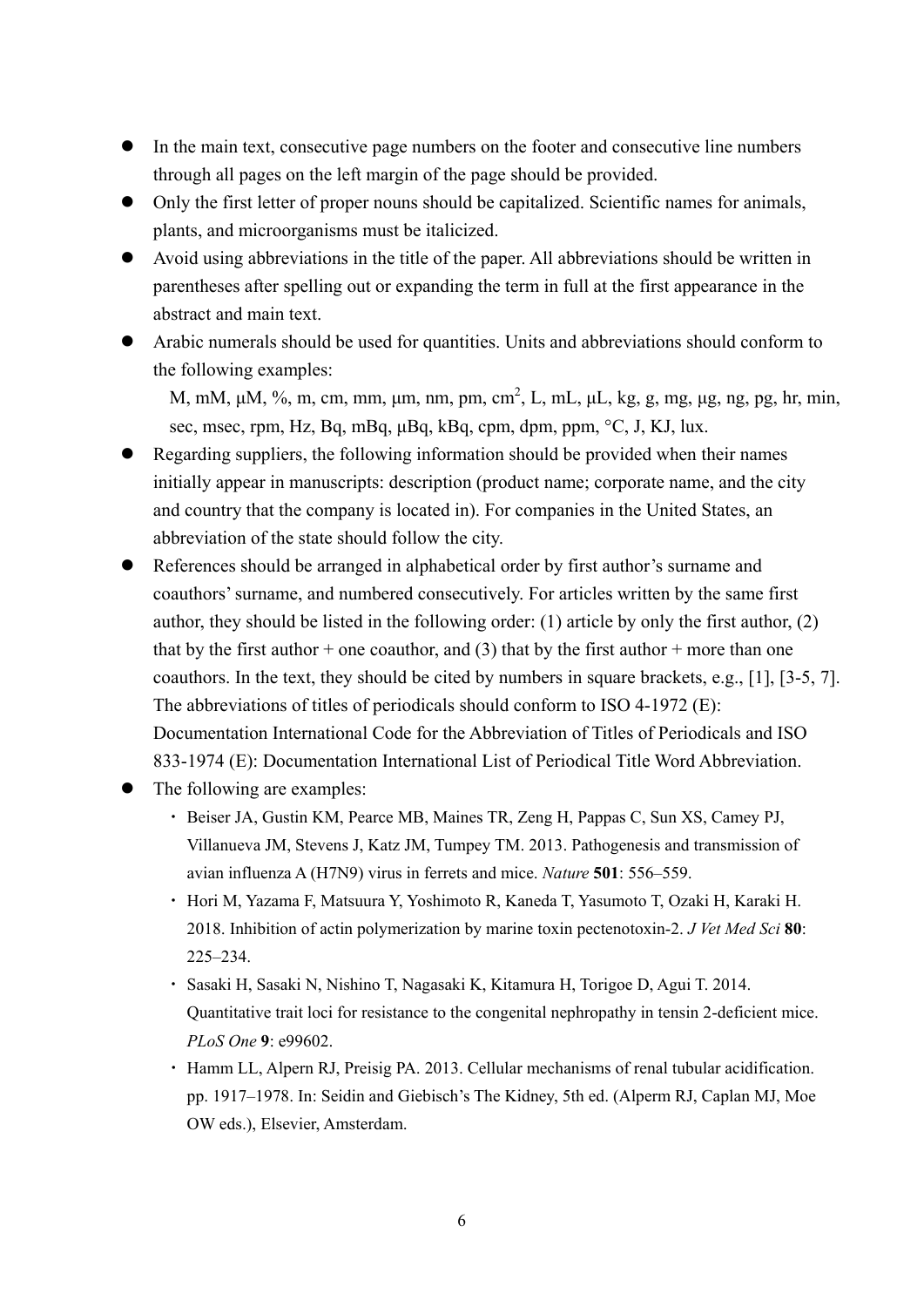- In the main text, consecutive page numbers on the footer and consecutive line numbers through all pages on the left margin of the page should be provided.
- Only the first letter of proper nouns should be capitalized. Scientific names for animals, plants, and microorganisms must be italicized.
- Avoid using abbreviations in the title of the paper. All abbreviations should be written in parentheses after spelling out or expanding the term in full at the first appearance in the abstract and main text.
- Arabic numerals should be used for quantities. Units and abbreviations should conform to the following examples:

  M, mM, μM, %, m, cm, mm, μm, nm, pm, $cm^2$, L, mL, μL, kg, g, mg, μg, ng, pg, hr, min, sec, msec, rpm, Hz, Bq, mBq, μBq, kBq, cpm, dpm, ppm, °C, J, KJ, lux.
- Regarding suppliers, the following information should be provided when their names initially appear in manuscripts: description (product name; corporate name, and the city and country that the company is located in). For companies in the United States, an abbreviation of the state should follow the city.
- References should be arranged in alphabetical order by first author's surname and coauthors' surname, and numbered consecutively. For articles written by the same first author, they should be listed in the following order: (1) article by only the first author, (2) that by the first author + one coauthor, and (3) that by the first author + more than one coauthors. In the text, they should be cited by numbers in square brackets, e.g., [1], [3-5, 7]. The abbreviations of titles of periodicals should conform to ISO 4-1972 (E): Documentation International Code for the Abbreviation of Titles of Periodicals and ISO 833-1974 (E): Documentation International List of Periodical Title Word Abbreviation.
- The following are examples:
  - Beiser JA, Gustin KM, Pearce MB, Maines TR, Zeng H, Pappas C, Sun XS, Camey PJ, Villanueva JM, Stevens J, Katz JM, Tumpey TM. 2013. Pathogenesis and transmission of avian influenza A (H7N9) virus in ferrets and mice. *Nature* **501**: 556–559.
  - Hori M, Yazama F, Matsuura Y, Yoshimoto R, Kaneda T, Yasumoto T, Ozaki H, Karaki H. 2018. Inhibition of actin polymerization by marine toxin pectenotoxin-2. *J Vet Med Sci* **80**: 225–234.
  - Sasaki H, Sasaki N, Nishino T, Nagasaki K, Kitamura H, Torigoe D, Agui T. 2014. Quantitative trait loci for resistance to the congenital nephropathy in tensin 2-deficient mice. *PLoS One* **9**: e99602.
  - Hamm LL, Alpern RJ, Preisig PA. 2013. Cellular mechanisms of renal tubular acidification. pp. 1917–1978. In: Seidin and Giebisch's The Kidney, 5th ed. (Alperm RJ, Caplan MJ, Moe OW eds.), Elsevier, Amsterdam.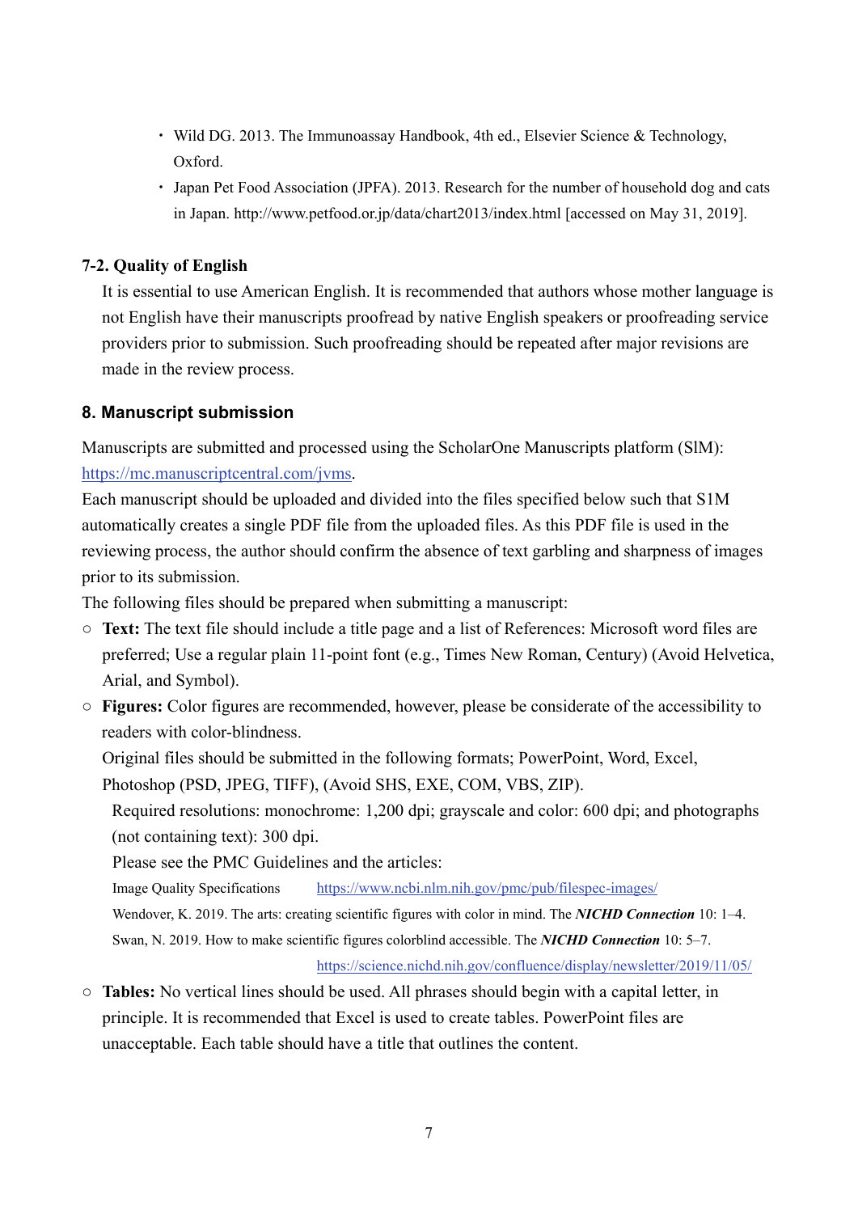- Wild DG. 2013. The Immunoassay Handbook, 4th ed., Elsevier Science & Technology, Oxford.
- Japan Pet Food Association (JPFA). 2013. Research for the number of household dog and cats in Japan. http://www.petfood.or.jp/data/chart2013/index.html [accessed on May 31, 2019].

### 7-2. Quality of English

It is essential to use American English. It is recommended that authors whose mother language is not English have their manuscripts proofread by native English speakers or proofreading service providers prior to submission. Such proofreading should be repeated after major revisions are made in the review process.

## 8. Manuscript submission

Manuscripts are submitted and processed using the ScholarOne Manuscripts platform (SlM): https://mc.manuscriptcentral.com/jvms.

Each manuscript should be uploaded and divided into the files specified below such that S1M automatically creates a single PDF file from the uploaded files. As this PDF file is used in the reviewing process, the author should confirm the absence of text garbling and sharpness of images prior to its submission.

The following files should be prepared when submitting a manuscript:

- **Text:** The text file should include a title page and a list of References: Microsoft word files are preferred; Use a regular plain 11-point font (e.g., Times New Roman, Century) (Avoid Helvetica, Arial, and Symbol).
- **Figures:** Color figures are recommended, however, please be considerate of the accessibility to readers with color-blindness.

  Original files should be submitted in the following formats; PowerPoint, Word, Excel, Photoshop (PSD, JPEG, TIFF), (Avoid SHS, EXE, COM, VBS, ZIP).

  Required resolutions: monochrome: 1,200 dpi; grayscale and color: 600 dpi; and photographs (not containing text): 300 dpi.

  Please see the PMC Guidelines and the articles:

  Image Quality Specifications https://www.ncbi.nlm.nih.gov/pmc/pub/filespec-images/

  Wendover, K. 2019. The arts: creating scientific figures with color in mind. The ***NICHD Connection*** 10: 1–4.

  Swan, N. 2019. How to make scientific figures colorblind accessible. The ***NICHD Connection*** 10: 5–7.

  https://science.nichd.nih.gov/confluence/display/newsletter/2019/11/05/
- **Tables:** No vertical lines should be used. All phrases should begin with a capital letter, in principle. It is recommended that Excel is used to create tables. PowerPoint files are unacceptable. Each table should have a title that outlines the content.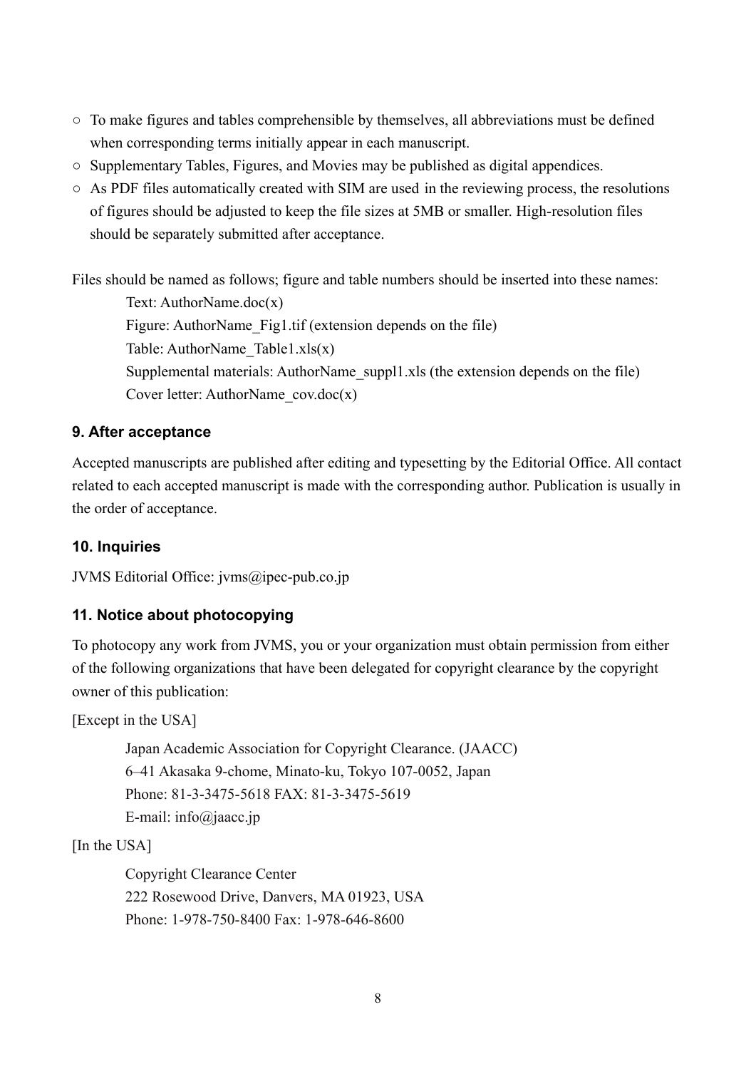- To make figures and tables comprehensible by themselves, all abbreviations must be defined when corresponding terms initially appear in each manuscript.
- Supplementary Tables, Figures, and Movies may be published as digital appendices.
- As PDF files automatically created with SIM are used in the reviewing process, the resolutions of figures should be adjusted to keep the file sizes at 5MB or smaller. High-resolution files should be separately submitted after acceptance.

Files should be named as follows; figure and table numbers should be inserted into these names:

Text: AuthorName.doc(x)
Figure: AuthorName_Fig1.tif (extension depends on the file)
Table: AuthorName_Table1.xls(x)
Supplemental materials: AuthorName_suppl1.xls (the extension depends on the file)
Cover letter: AuthorName_cov.doc(x)

### 9. After acceptance

Accepted manuscripts are published after editing and typesetting by the Editorial Office. All contact related to each accepted manuscript is made with the corresponding author. Publication is usually in the order of acceptance.

### 10. Inquiries

JVMS Editorial Office: jvms@ipec-pub.co.jp

### 11. Notice about photocopying

To photocopy any work from JVMS, you or your organization must obtain permission from either of the following organizations that have been delegated for copyright clearance by the copyright owner of this publication:

[Except in the USA]

Japan Academic Association for Copyright Clearance. (JAACC)
6–41 Akasaka 9-chome, Minato-ku, Tokyo 107-0052, Japan
Phone: 81-3-3475-5618 FAX: 81-3-3475-5619
E-mail: info@jaacc.jp

[In the USA]

Copyright Clearance Center
222 Rosewood Drive, Danvers, MA 01923, USA
Phone: 1-978-750-8400 Fax: 1-978-646-8600